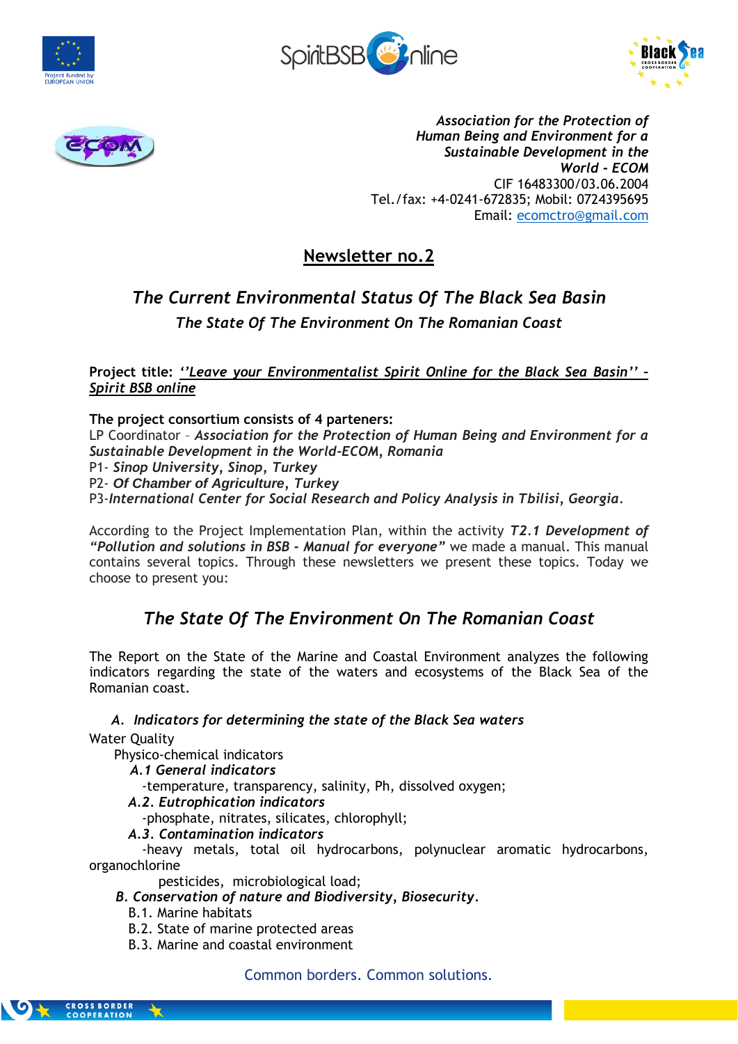*Association for the Protection of Human Being and Environment for a Sustainable Development in the World - ECOM*
CIF 16483300/03.06.2004
Tel./fax: +4-0241-672835; Mobil: 0724395695
Email: ecomctro@gmail.com

# Newsletter no.2

## *The Current Environmental Status Of The Black Sea Basin*

### *The State Of The Environment On The Romanian Coast*

**Project title:** ***''Leave your Environmentalist Spirit Online for the Black Sea Basin'' – Spirit BSB online***

**The project consortium consists of 4 parteners:**
LP Coordinator – ***Association for the Protection of Human Being and Environment for a Sustainable Development in the World-ECOM, Romania***
P1- ***Sinop University, Sinop, Turkey***
P2- ***Of Chamber of Agriculture, Turkey***
P3-***International Center for Social Research and Policy Analysis in Tbilisi, Georgia***.

According to the Project Implementation Plan, within the activity ***T2.1 Development of "Pollution and solutions in BSB - Manual for everyone"*** we made a manual. This manual contains several topics. Through these newsletters we present these topics. Today we choose to present you:

## *The State Of The Environment On The Romanian Coast*

The Report on the State of the Marine and Coastal Environment analyzes the following indicators regarding the state of the waters and ecosystems of the Black Sea of the Romanian coast.

***A. Indicators for determining the state of the Black Sea waters***

Water Quality

Physico-chemical indicators

***A.1 General indicators***
-temperature, transparency, salinity, Ph, dissolved oxygen;

***A.2. Eutrophication indicators***
-phosphate, nitrates, silicates, chlorophyll;

***A.3. Contamination indicators***
-heavy metals, total oil hydrocarbons, polynuclear aromatic hydrocarbons, organochlorine pesticides, microbiological load;

***B. Conservation of nature and Biodiversity, Biosecurity***.

B.1. Marine habitats
B.2. State of marine protected areas
B.3. Marine and coastal environment

Common borders. Common solutions.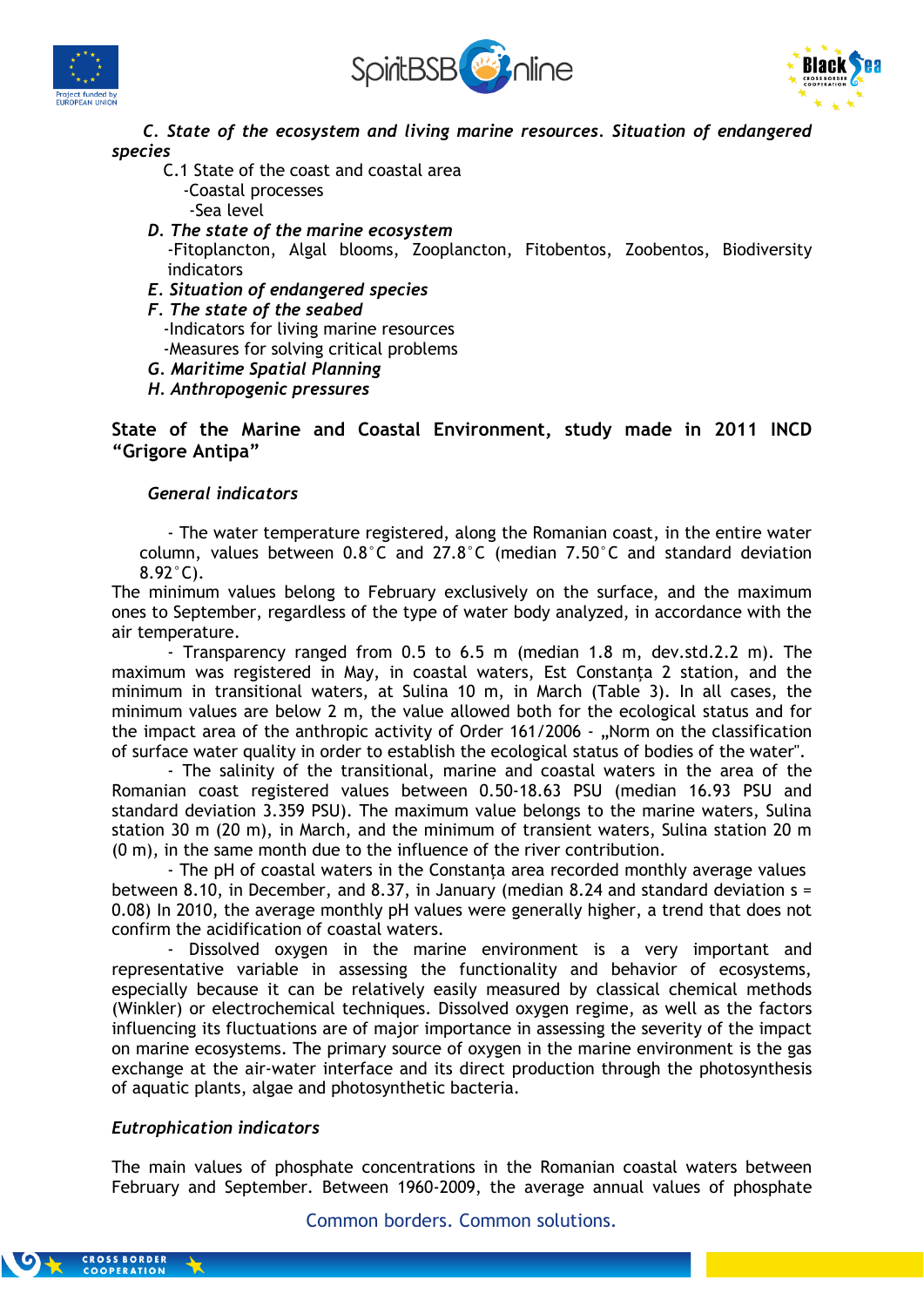*C. State of the ecosystem and living marine resources. Situation of endangered species*

C.1 State of the coast and coastal area

-Coastal processes

-Sea level

*D. The state of the marine ecosystem*

-Fitoplancton, Algal blooms, Zooplancton, Fitobentos, Zoobentos, Biodiversity indicators

*E. Situation of endangered species*

*F. The state of the seabed*

-Indicators for living marine resources

-Measures for solving critical problems

*G. Maritime Spatial Planning*

*H. Anthropogenic pressures*

**State of the Marine and Coastal Environment, study made in 2011 INCD "Grigore Antipa"**

*General indicators*

- The water temperature registered, along the Romanian coast, in the entire water column, values between 0.8˚C and 27.8˚C (median 7.50˚C and standard deviation 8.92˚C).

The minimum values belong to February exclusively on the surface, and the maximum ones to September, regardless of the type of water body analyzed, in accordance with the air temperature.

- Transparency ranged from 0.5 to 6.5 m (median 1.8 m, dev.std.2.2 m). The maximum was registered in May, in coastal waters, Est Constanța 2 station, and the minimum in transitional waters, at Sulina 10 m, in March (Table 3). In all cases, the minimum values are below 2 m, the value allowed both for the ecological status and for the impact area of the anthropic activity of Order 161/2006 - „Norm on the classification of surface water quality in order to establish the ecological status of bodies of the water".

- The salinity of the transitional, marine and coastal waters in the area of the Romanian coast registered values between 0.50-18.63 PSU (median 16.93 PSU and standard deviation 3.359 PSU). The maximum value belongs to the marine waters, Sulina station 30 m (20 m), in March, and the minimum of transient waters, Sulina station 20 m (0 m), in the same month due to the influence of the river contribution.

- The pH of coastal waters in the Constanța area recorded monthly average values between 8.10, in December, and 8.37, in January (median 8.24 and standard deviation s = 0.08) In 2010, the average monthly pH values were generally higher, a trend that does not confirm the acidification of coastal waters.

- Dissolved oxygen in the marine environment is a very important and representative variable in assessing the functionality and behavior of ecosystems, especially because it can be relatively easily measured by classical chemical methods (Winkler) or electrochemical techniques. Dissolved oxygen regime, as well as the factors influencing its fluctuations are of major importance in assessing the severity of the impact on marine ecosystems. The primary source of oxygen in the marine environment is the gas exchange at the air-water interface and its direct production through the photosynthesis of aquatic plants, algae and photosynthetic bacteria.

*Eutrophication indicators*

The main values of phosphate concentrations in the Romanian coastal waters between February and September. Between 1960-2009, the average annual values of phosphate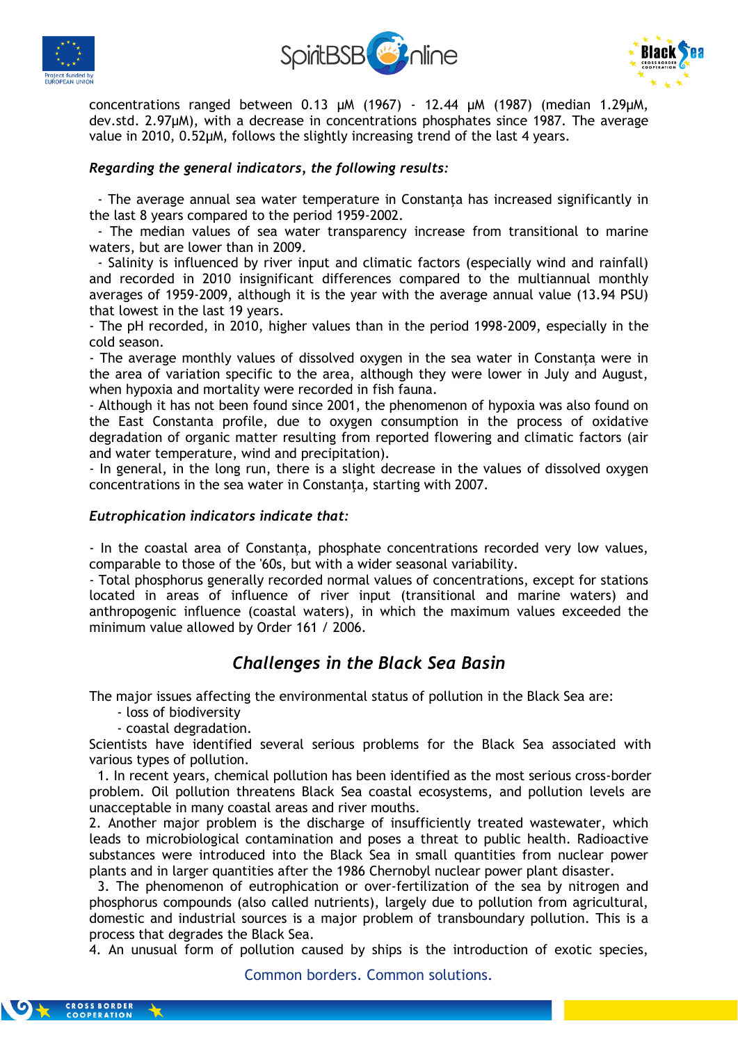concentrations ranged between 0.13 µM (1967) - 12.44 µM (1987) (median 1.29µM, dev.std. 2.97µM), with a decrease in concentrations phosphates since 1987. The average value in 2010, 0.52µM, follows the slightly increasing trend of the last 4 years.

***Regarding the general indicators, the following results:***

- The average annual sea water temperature in Constanța has increased significantly in the last 8 years compared to the period 1959-2002.
- The median values of sea water transparency increase from transitional to marine waters, but are lower than in 2009.
- Salinity is influenced by river input and climatic factors (especially wind and rainfall) and recorded in 2010 insignificant differences compared to the multiannual monthly averages of 1959-2009, although it is the year with the average annual value (13.94 PSU) that lowest in the last 19 years.
- The pH recorded, in 2010, higher values than in the period 1998-2009, especially in the cold season.
- The average monthly values of dissolved oxygen in the sea water in Constanța were in the area of variation specific to the area, although they were lower in July and August, when hypoxia and mortality were recorded in fish fauna.
- Although it has not been found since 2001, the phenomenon of hypoxia was also found on the East Constanta profile, due to oxygen consumption in the process of oxidative degradation of organic matter resulting from reported flowering and climatic factors (air and water temperature, wind and precipitation).
- In general, in the long run, there is a slight decrease in the values of dissolved oxygen concentrations in the sea water in Constanța, starting with 2007.

***Eutrophication indicators indicate that:***

- In the coastal area of Constanța, phosphate concentrations recorded very low values, comparable to those of the '60s, but with a wider seasonal variability.
- Total phosphorus generally recorded normal values of concentrations, except for stations located in areas of influence of river input (transitional and marine waters) and anthropogenic influence (coastal waters), in which the maximum values exceeded the minimum value allowed by Order 161 / 2006.

## *Challenges in the Black Sea Basin*

The major issues affecting the environmental status of pollution in the Black Sea are:

- loss of biodiversity
- coastal degradation.

Scientists have identified several serious problems for the Black Sea associated with various types of pollution.

1. In recent years, chemical pollution has been identified as the most serious cross-border problem. Oil pollution threatens Black Sea coastal ecosystems, and pollution levels are unacceptable in many coastal areas and river mouths.
2. Another major problem is the discharge of insufficiently treated wastewater, which leads to microbiological contamination and poses a threat to public health. Radioactive substances were introduced into the Black Sea in small quantities from nuclear power plants and in larger quantities after the 1986 Chernobyl nuclear power plant disaster.
3. The phenomenon of eutrophication or over-fertilization of the sea by nitrogen and phosphorus compounds (also called nutrients), largely due to pollution from agricultural, domestic and industrial sources is a major problem of transboundary pollution. This is a process that degrades the Black Sea.
4. An unusual form of pollution caused by ships is the introduction of exotic species,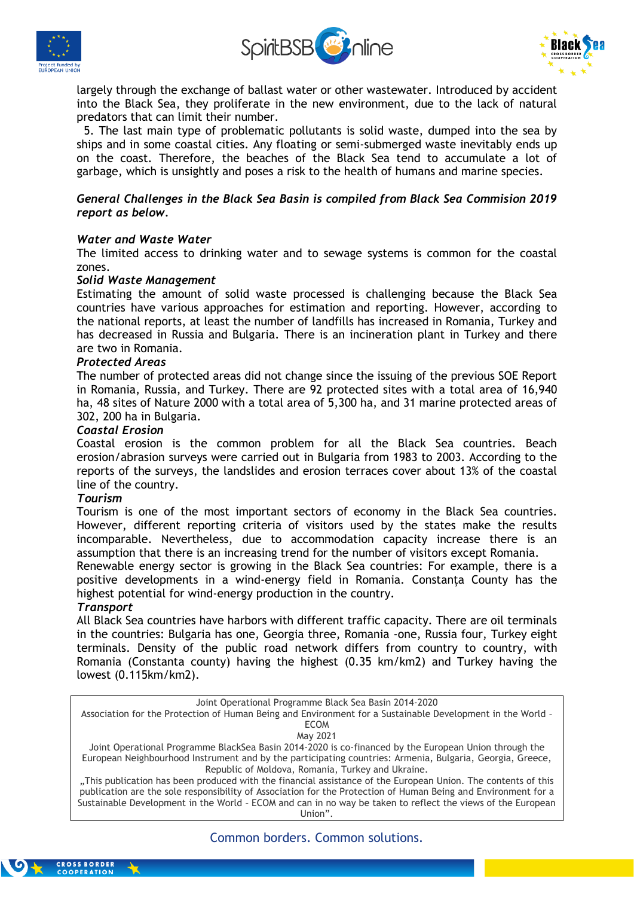largely through the exchange of ballast water or other wastewater. Introduced by accident into the Black Sea, they proliferate in the new environment, due to the lack of natural predators that can limit their number.

5. The last main type of problematic pollutants is solid waste, dumped into the sea by ships and in some coastal cities. Any floating or semi-submerged waste inevitably ends up on the coast. Therefore, the beaches of the Black Sea tend to accumulate a lot of garbage, which is unsightly and poses a risk to the health of humans and marine species.

***General Challenges in the Black Sea Basin is compiled from Black Sea Commision 2019 report as below.***

***Water and Waste Water***

The limited access to drinking water and to sewage systems is common for the coastal zones.

***Solid Waste Management***

Estimating the amount of solid waste processed is challenging because the Black Sea countries have various approaches for estimation and reporting. However, according to the national reports, at least the number of landfills has increased in Romania, Turkey and has decreased in Russia and Bulgaria. There is an incineration plant in Turkey and there are two in Romania.

***Protected Areas***

The number of protected areas did not change since the issuing of the previous SOE Report in Romania, Russia, and Turkey. There are 92 protected sites with a total area of 16,940 ha, 48 sites of Nature 2000 with a total area of 5,300 ha, and 31 marine protected areas of 302, 200 ha in Bulgaria.

***Coastal Erosion***

Coastal erosion is the common problem for all the Black Sea countries. Beach erosion/abrasion surveys were carried out in Bulgaria from 1983 to 2003. According to the reports of the surveys, the landslides and erosion terraces cover about 13% of the coastal line of the country.

***Tourism***

Tourism is one of the most important sectors of economy in the Black Sea countries. However, different reporting criteria of visitors used by the states make the results incomparable. Nevertheless, due to accommodation capacity increase there is an assumption that there is an increasing trend for the number of visitors except Romania.

Renewable energy sector is growing in the Black Sea countries: For example, there is a positive developments in a wind-energy field in Romania. Constanța County has the highest potential for wind-energy production in the country.

***Transport***

All Black Sea countries have harbors with different traffic capacity. There are oil terminals in the countries: Bulgaria has one, Georgia three, Romania -one, Russia four, Turkey eight terminals. Density of the public road network differs from country to country, with Romania (Constanta county) having the highest (0.35 km/km2) and Turkey having the lowest (0.115km/km2).

Joint Operational Programme Black Sea Basin 2014-2020
Association for the Protection of Human Being and Environment for a Sustainable Development in the World – ECOM
May 2021
Joint Operational Programme BlackSea Basin 2014-2020 is co-financed by the European Union through the European Neighbourhood Instrument and by the participating countries: Armenia, Bulgaria, Georgia, Greece, Republic of Moldova, Romania, Turkey and Ukraine.
„This publication has been produced with the financial assistance of the European Union. The contents of this publication are the sole responsibility of Association for the Protection of Human Being and Environment for a Sustainable Development in the World – ECOM and can in no way be taken to reflect the views of the European Union".